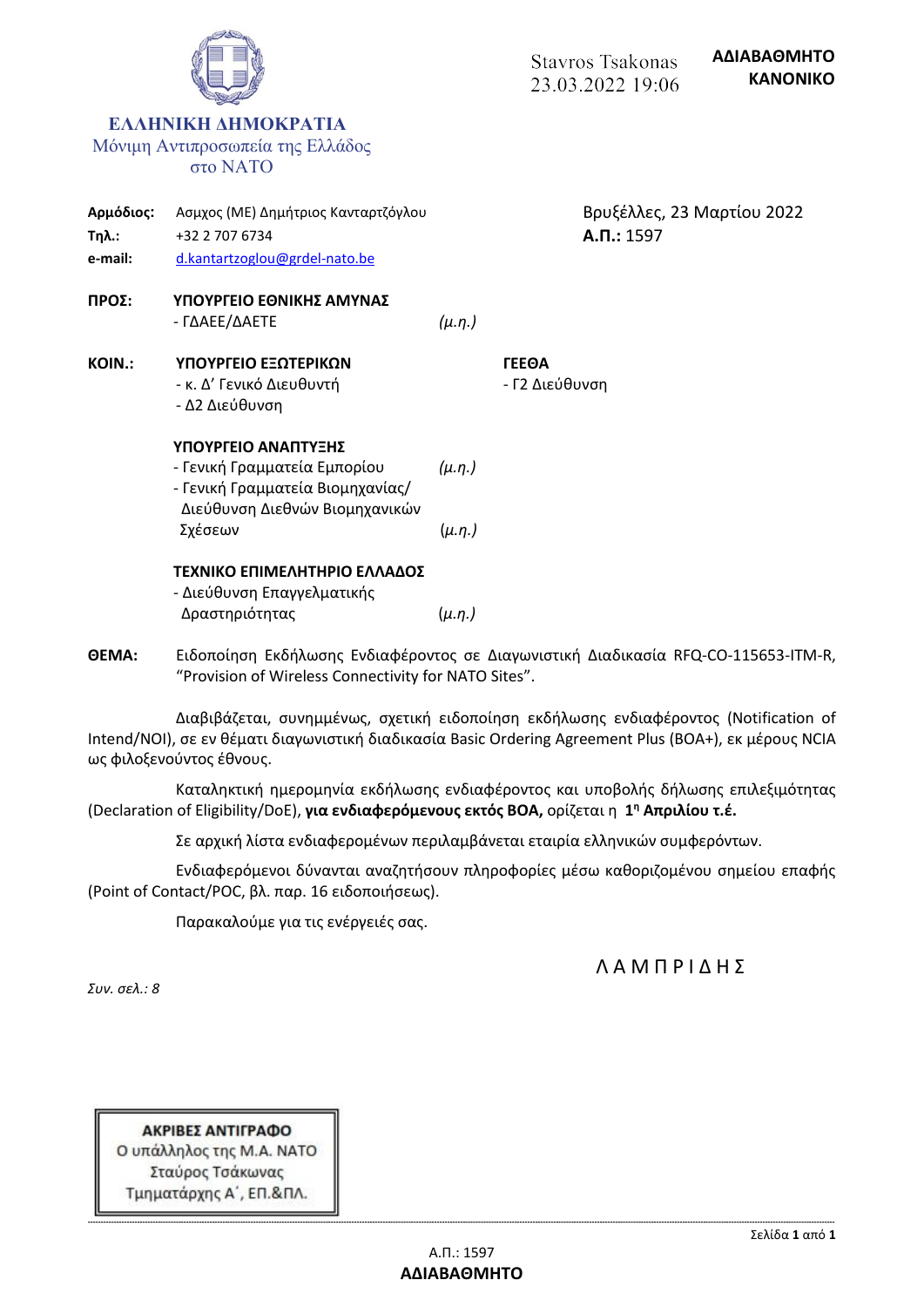**ΑΔΙΑΒΑΘΜΗΤΟ**
**ΚΑΝΟΝΙΚΟ**

Stavros Tsakonas
23.03.2022 19:06

**ΕΛΛΗΝΙΚΗ ΔΗΜΟΚΡΑΤΙΑ**
Μόνιμη Αντιπροσωπεία της Ελλάδος
στο ΝΑΤΟ

**Αρμόδιος:** Ασμχος (ΜΕ) Δημήτριος Κανταρτζόγλου
**Τηλ.:** +32 2 707 6734
**e-mail:** d.kantartzoglou@grdel-nato.be

Βρυξέλλες, 23 Μαρτίου 2022
**Α.Π.:** 1597

**ΠΡΟΣ:** **ΥΠΟΥΡΓΕΙΟ ΕΘΝΙΚΗΣ ΑΜΥΝΑΣ**
- ΓΔΑΕΕ/ΔΑΕΤΕ *(μ.η.)*

**ΚΟΙΝ.:** **ΥΠΟΥΡΓΕΙΟ ΕΞΩΤΕΡΙΚΩΝ**
- κ. Δ' Γενικό Διευθυντή
- Δ2 Διεύθυνση

**ΓΕΕΘΑ**
- Γ2 Διεύθυνση

**ΥΠΟΥΡΓΕΙΟ ΑΝΑΠΤΥΞΗΣ**
- Γενική Γραμματεία Εμπορίου *(μ.η.)*
- Γενική Γραμματεία Βιομηχανίας/ Διεύθυνση Διεθνών Βιομηχανικών Σχέσεων *(μ.η.)*

**ΤΕΧΝΙΚΟ ΕΠΙΜΕΛΗΤΗΡΙΟ ΕΛΛΑΔΟΣ**
- Διεύθυνση Επαγγελματικής Δραστηριότητας *(μ.η.)*

**ΘΕΜΑ:** Ειδοποίηση Εκδήλωσης Ενδιαφέροντος σε Διαγωνιστική Διαδικασία RFQ-CO-115653-ITM-R, "Provision of Wireless Connectivity for NATO Sites".

Διαβιβάζεται, συνημμένως, σχετική ειδοποίηση εκδήλωσης ενδιαφέροντος (Notification of Intend/NOI), σε εν θέματι διαγωνιστική διαδικασία Basic Ordering Agreement Plus (BOA+), εκ μέρους NCIA ως φιλοξενούντος έθνους.

Καταληκτική ημερομηνία εκδήλωσης ενδιαφέροντος και υποβολής δήλωσης επιλεξιμότητας (Declaration of Eligibility/DoE), **για ενδιαφερόμενους εκτός BOA,** ορίζεται η **1η Απριλίου τ.έ.**

Σε αρχική λίστα ενδιαφερομένων περιλαμβάνεται εταιρία ελληνικών συμφερόντων.

Ενδιαφερόμενοι δύνανται αναζητήσουν πληροφορίες μέσω καθοριζομένου σημείου επαφής (Point of Contact/POC, βλ. παρ. 16 ειδοποιήσεως).

Παρακαλούμε για τις ενέργειές σας.

Λ Α Μ Π Ρ Ι Δ Η Σ

*Συν. σελ.: 8*

**ΑΚΡΙΒΕΣ ΑΝΤΙΓΡΑΦΟ**
Ο υπάλληλος της Μ.Α. ΝΑΤΟ
Σταύρος Τσάκωνας
Τμηματάρχης Α΄, ΕΠ.&ΠΛ.

Α.Π.: 1597
**ΑΔΙΑΒΑΘΜΗΤΟ**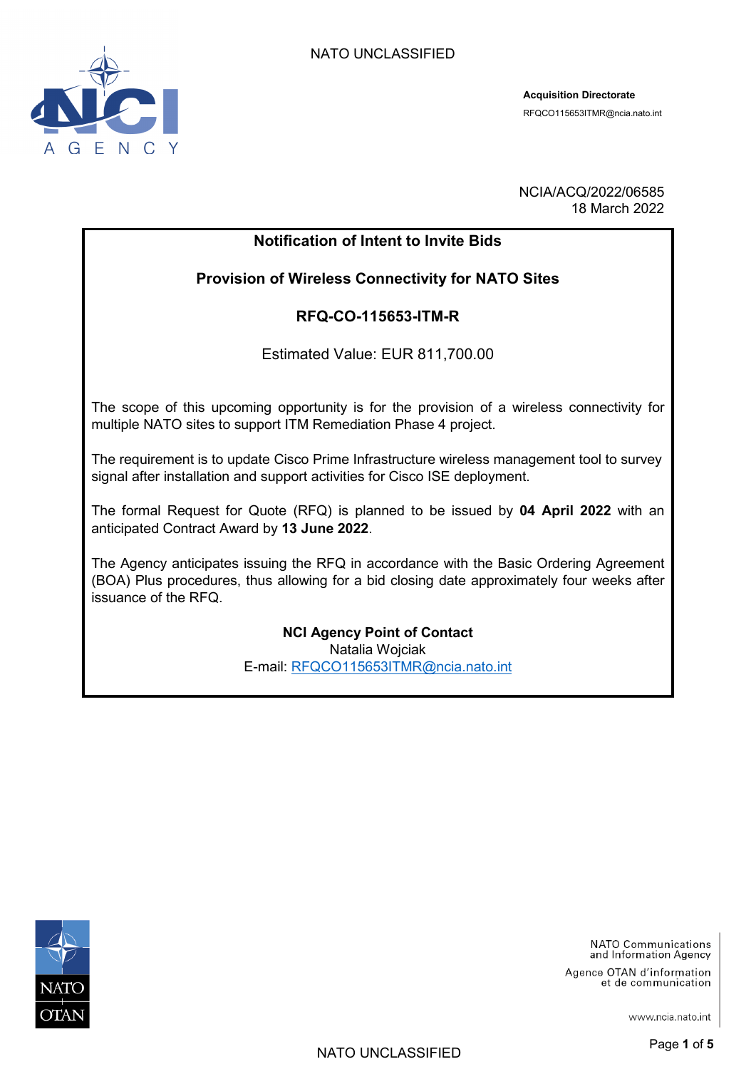**Acquisition Directorate**
RFQCO115653ITMR@ncia.nato.int

NCIA/ACQ/2022/06585
18 March 2022

**Notification of Intent to Invite Bids**

**Provision of Wireless Connectivity for NATO Sites**

**RFQ-CO-115653-ITM-R**

Estimated Value: EUR 811,700.00

The scope of this upcoming opportunity is for the provision of a wireless connectivity for multiple NATO sites to support ITM Remediation Phase 4 project.

The requirement is to update Cisco Prime Infrastructure wireless management tool to survey signal after installation and support activities for Cisco ISE deployment.

The formal Request for Quote (RFQ) is planned to be issued by **04 April 2022** with an anticipated Contract Award by **13 June 2022**.

The Agency anticipates issuing the RFQ in accordance with the Basic Ordering Agreement (BOA) Plus procedures, thus allowing for a bid closing date approximately four weeks after issuance of the RFQ.

**NCI Agency Point of Contact**
Natalia Wojciak
E-mail: RFQCO115653ITMR@ncia.nato.int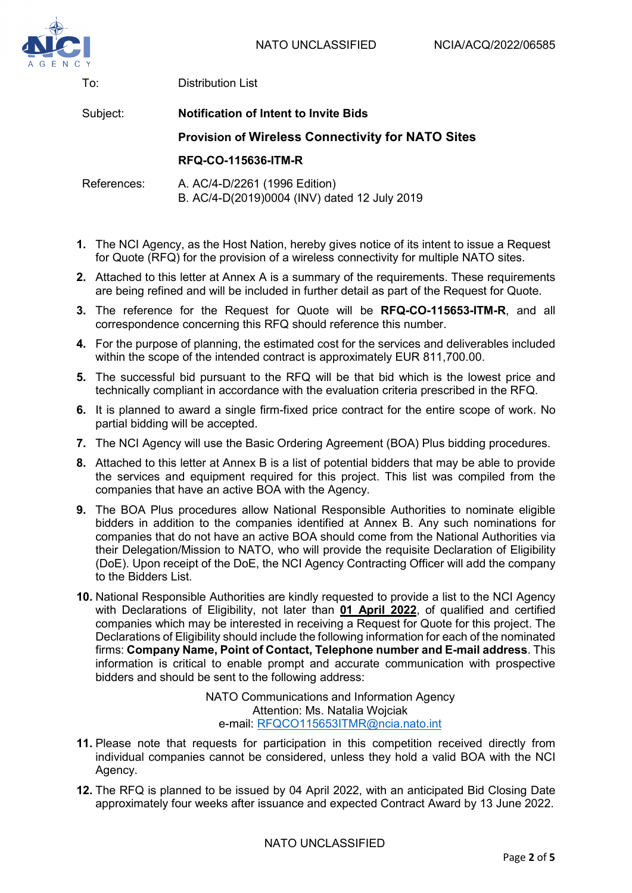To: Distribution List

Subject: **Notification of Intent to Invite Bids**

**Provision of Wireless Connectivity for NATO Sites**

**RFQ-CO-115636-ITM-R**

References: A. AC/4-D/2261 (1996 Edition)
B. AC/4-D(2019)0004 (INV) dated 12 July 2019

1. The NCI Agency, as the Host Nation, hereby gives notice of its intent to issue a Request for Quote (RFQ) for the provision of a wireless connectivity for multiple NATO sites.
2. Attached to this letter at Annex A is a summary of the requirements. These requirements are being refined and will be included in further detail as part of the Request for Quote.
3. The reference for the Request for Quote will be **RFQ-CO-115653-ITM-R**, and all correspondence concerning this RFQ should reference this number.
4. For the purpose of planning, the estimated cost for the services and deliverables included within the scope of the intended contract is approximately EUR 811,700.00.
5. The successful bid pursuant to the RFQ will be that bid which is the lowest price and technically compliant in accordance with the evaluation criteria prescribed in the RFQ.
6. It is planned to award a single firm-fixed price contract for the entire scope of work. No partial bidding will be accepted.
7. The NCI Agency will use the Basic Ordering Agreement (BOA) Plus bidding procedures.
8. Attached to this letter at Annex B is a list of potential bidders that may be able to provide the services and equipment required for this project. This list was compiled from the companies that have an active BOA with the Agency.
9. The BOA Plus procedures allow National Responsible Authorities to nominate eligible bidders in addition to the companies identified at Annex B. Any such nominations for companies that do not have an active BOA should come from the National Authorities via their Delegation/Mission to NATO, who will provide the requisite Declaration of Eligibility (DoE). Upon receipt of the DoE, the NCI Agency Contracting Officer will add the company to the Bidders List.
10. National Responsible Authorities are kindly requested to provide a list to the NCI Agency with Declarations of Eligibility, not later than **01 April 2022**, of qualified and certified companies which may be interested in receiving a Request for Quote for this project. The Declarations of Eligibility should include the following information for each of the nominated firms: **Company Name, Point of Contact, Telephone number and E-mail address**. This information is critical to enable prompt and accurate communication with prospective bidders and should be sent to the following address:

    NATO Communications and Information Agency
    Attention: Ms. Natalia Wojciak
    e-mail: RFQCO115653ITMR@ncia.nato.int

11. Please note that requests for participation in this competition received directly from individual companies cannot be considered, unless they hold a valid BOA with the NCI Agency.
12. The RFQ is planned to be issued by 04 April 2022, with an anticipated Bid Closing Date approximately four weeks after issuance and expected Contract Award by 13 June 2022.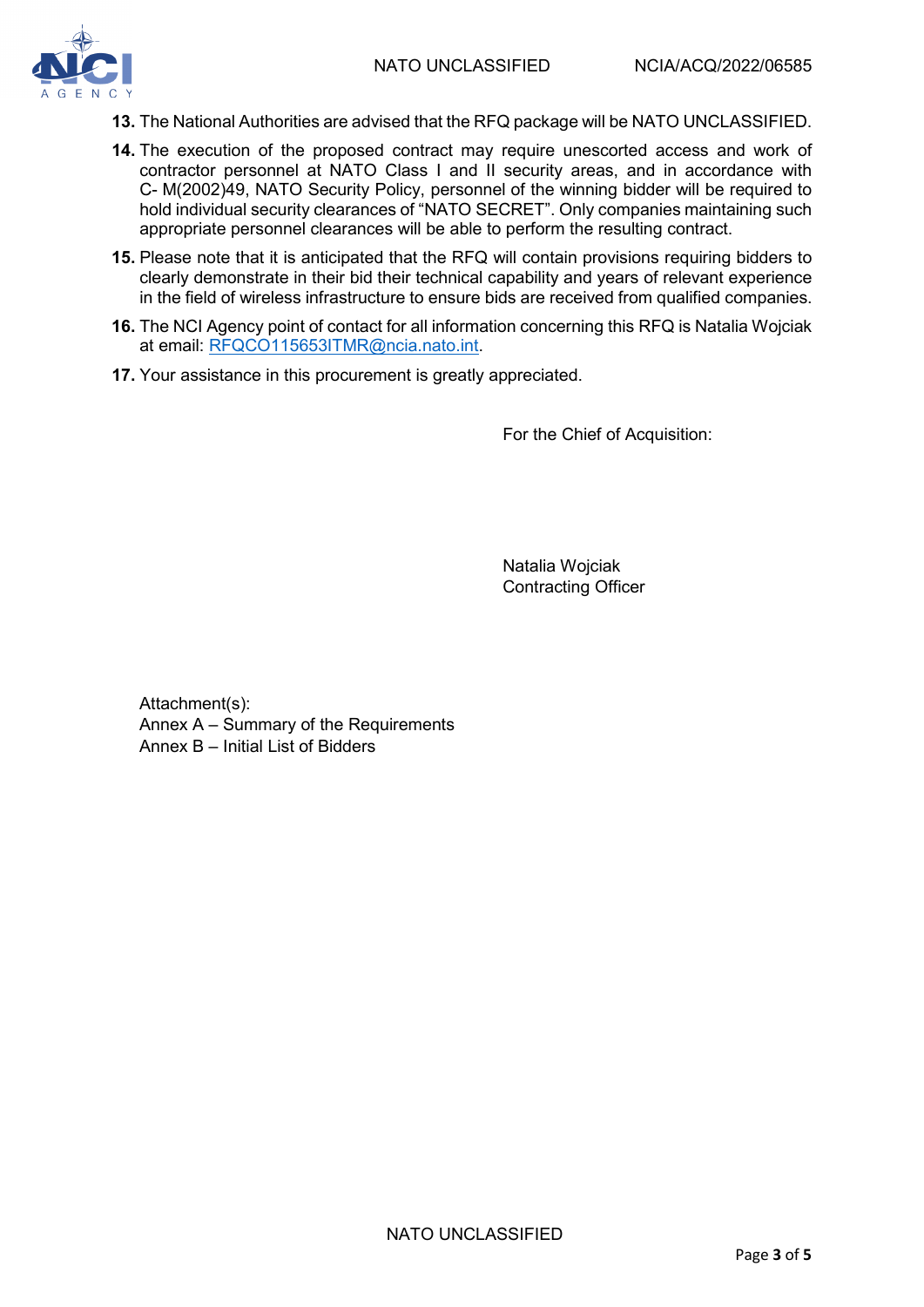**13.** The National Authorities are advised that the RFQ package will be NATO UNCLASSIFIED.

**14.** The execution of the proposed contract may require unescorted access and work of contractor personnel at NATO Class I and II security areas, and in accordance with C- M(2002)49, NATO Security Policy, personnel of the winning bidder will be required to hold individual security clearances of "NATO SECRET". Only companies maintaining such appropriate personnel clearances will be able to perform the resulting contract.

**15.** Please note that it is anticipated that the RFQ will contain provisions requiring bidders to clearly demonstrate in their bid their technical capability and years of relevant experience in the field of wireless infrastructure to ensure bids are received from qualified companies.

**16.** The NCI Agency point of contact for all information concerning this RFQ is Natalia Wojciak at email: RFQCO115653ITMR@ncia.nato.int.

**17.** Your assistance in this procurement is greatly appreciated.

For the Chief of Acquisition:

Natalia Wojciak
Contracting Officer

Attachment(s):
Annex A – Summary of the Requirements
Annex B – Initial List of Bidders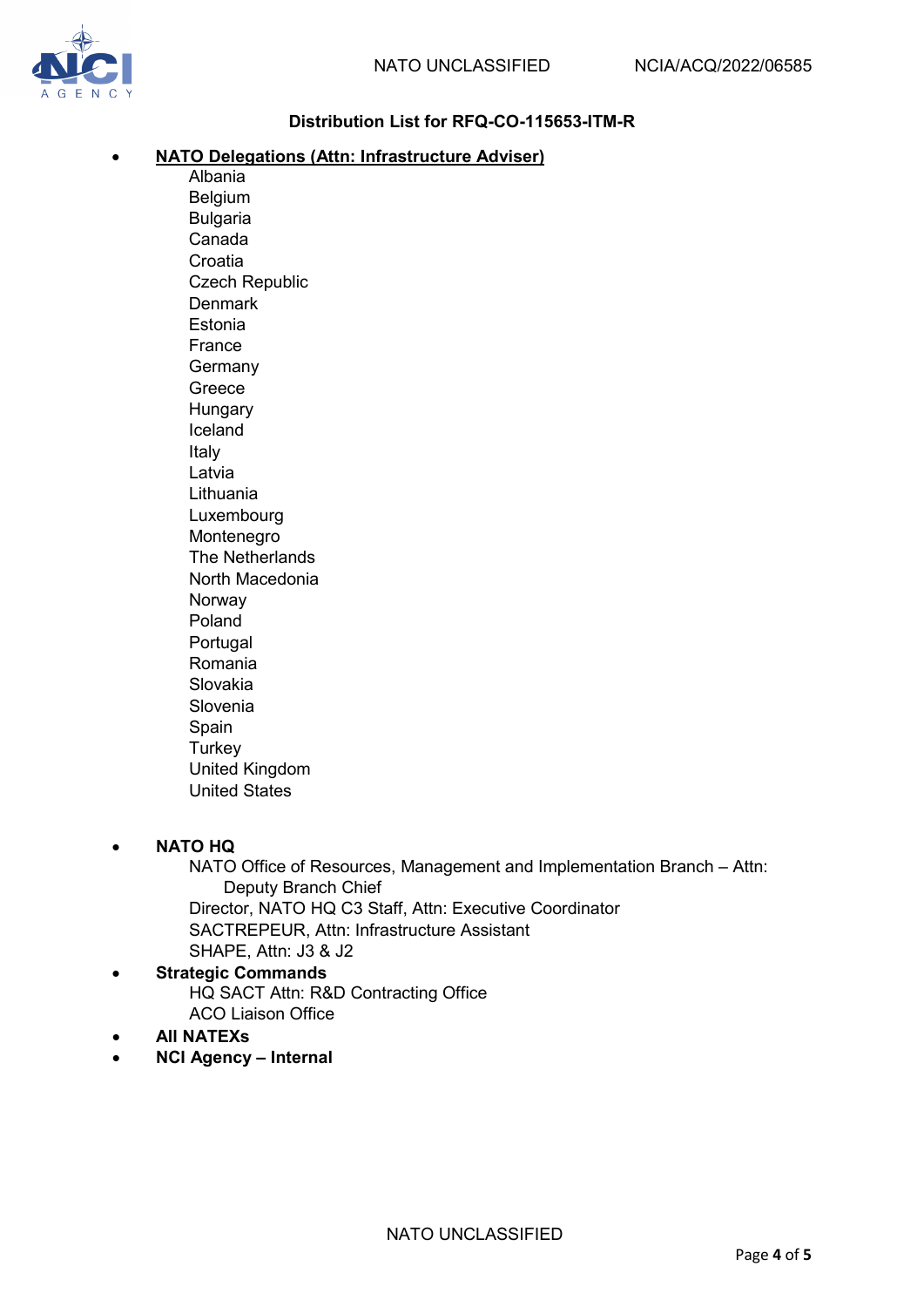**Distribution List for RFQ-CO-115653-ITM-R**

- **NATO Delegations (Attn: Infrastructure Adviser)**
  - Albania
  - Belgium
  - Bulgaria
  - Canada
  - Croatia
  - Czech Republic
  - Denmark
  - Estonia
  - France
  - Germany
  - Greece
  - Hungary
  - Iceland
  - Italy
  - Latvia
  - Lithuania
  - Luxembourg
  - Montenegro
  - The Netherlands
  - North Macedonia
  - Norway
  - Poland
  - Portugal
  - Romania
  - Slovakia
  - Slovenia
  - Spain
  - Turkey
  - United Kingdom
  - United States

- **NATO HQ**
  - NATO Office of Resources, Management and Implementation Branch – Attn: Deputy Branch Chief
  - Director, NATO HQ C3 Staff, Attn: Executive Coordinator
  - SACTREPEUR, Attn: Infrastructure Assistant
  - SHAPE, Attn: J3 & J2
- **Strategic Commands**
  - HQ SACT Attn: R&D Contracting Office
  - ACO Liaison Office
- **All NATEXs**
- **NCI Agency – Internal**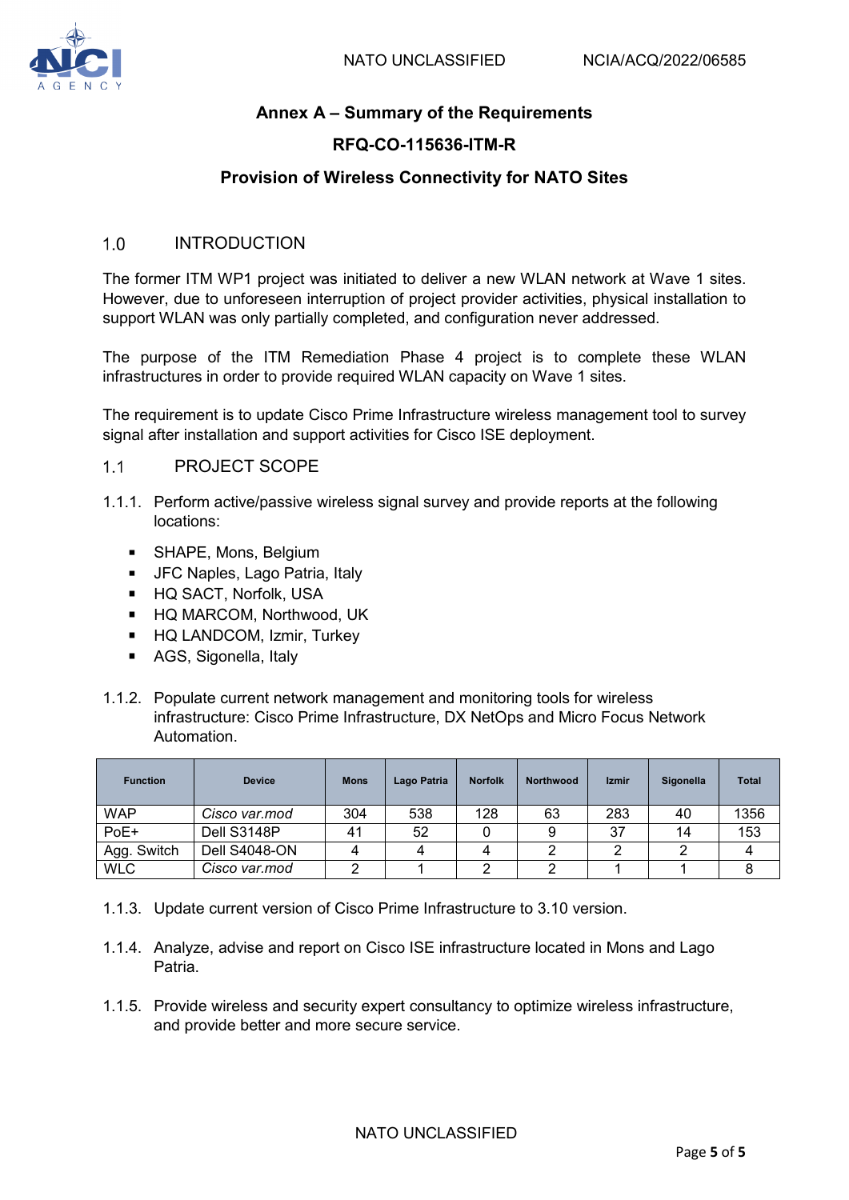# Annex A – Summary of the Requirements

## RFQ-CO-115636-ITM-R

## Provision of Wireless Connectivity for NATO Sites

### 1.0 INTRODUCTION

The former ITM WP1 project was initiated to deliver a new WLAN network at Wave 1 sites. However, due to unforeseen interruption of project provider activities, physical installation to support WLAN was only partially completed, and configuration never addressed.

The purpose of the ITM Remediation Phase 4 project is to complete these WLAN infrastructures in order to provide required WLAN capacity on Wave 1 sites.

The requirement is to update Cisco Prime Infrastructure wireless management tool to survey signal after installation and support activities for Cisco ISE deployment.

### 1.1 PROJECT SCOPE

1.1.1. Perform active/passive wireless signal survey and provide reports at the following locations:

- SHAPE, Mons, Belgium
- JFC Naples, Lago Patria, Italy
- HQ SACT, Norfolk, USA
- HQ MARCOM, Northwood, UK
- HQ LANDCOM, Izmir, Turkey
- AGS, Sigonella, Italy

1.1.2. Populate current network management and monitoring tools for wireless infrastructure: Cisco Prime Infrastructure, DX NetOps and Micro Focus Network Automation.

| Function | Device | Mons | Lago Patria | Norfolk | Northwood | Izmir | Sigonella | Total |
|---|---|---|---|---|---|---|---|---|
| WAP | *Cisco var.mod* | 304 | 538 | 128 | 63 | 283 | 40 | 1356 |
| PoE+ | Dell S3148P | 41 | 52 | 0 | 9 | 37 | 14 | 153 |
| Agg. Switch | Dell S4048-ON | 4 | 4 | 4 | 2 | 2 | 2 | 4 |
| WLC | *Cisco var.mod* | 2 | 1 | 2 | 2 | 1 | 1 | 8 |

1.1.3. Update current version of Cisco Prime Infrastructure to 3.10 version.

1.1.4. Analyze, advise and report on Cisco ISE infrastructure located in Mons and Lago Patria.

1.1.5. Provide wireless and security expert consultancy to optimize wireless infrastructure, and provide better and more secure service.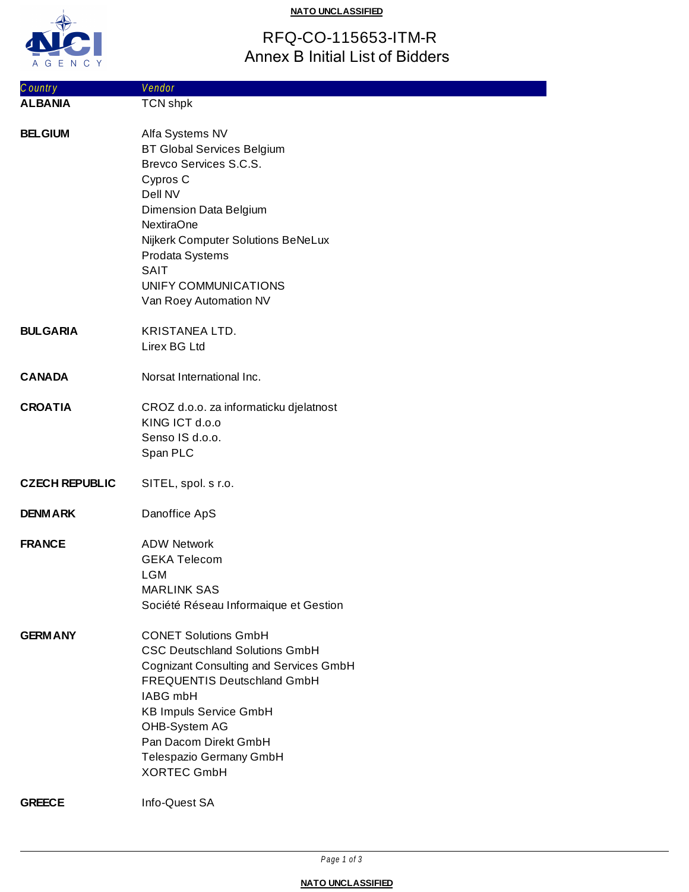NATO UNCLASSIFIED

# RFQ-CO-115653-ITM-R
## Annex B Initial List of Bidders

| Country | Vendor |
|---|---|
| **ALBANIA** | TCN shpk |
| **BELGIUM** | Alfa Systems NV |
| | BT Global Services Belgium |
| | Brevco Services S.C.S. |
| | Cypros C |
| | Dell NV |
| | Dimension Data Belgium |
| | NextiraOne |
| | Nijkerk Computer Solutions BeNeLux |
| | Prodata Systems |
| | SAIT |
| | UNIFY COMMUNICATIONS |
| | Van Roey Automation NV |
| **BULGARIA** | KRISTANEA LTD. |
| | Lirex BG Ltd |
| **CANADA** | Norsat International Inc. |
| **CROATIA** | CROZ d.o.o. za informaticku djelatnost |
| | KING ICT d.o.o |
| | Senso IS d.o.o. |
| | Span PLC |
| **CZECH REPUBLIC** | SITEL, spol. s r.o. |
| **DENMARK** | Danoffice ApS |
| **FRANCE** | ADW Network |
| | GEKA Telecom |
| | LGM |
| | MARLINK SAS |
| | Société Réseau Informaique et Gestion |
| **GERMANY** | CONET Solutions GmbH |
| | CSC Deutschland Solutions GmbH |
| | Cognizant Consulting and Services GmbH |
| | FREQUENTIS Deutschland GmbH |
| | IABG mbH |
| | KB Impuls Service GmbH |
| | OHB-System AG |
| | Pan Dacom Direkt GmbH |
| | Telespazio Germany GmbH |
| | XORTEC GmbH |
| **GREECE** | Info-Quest SA |

NATO UNCLASSIFIED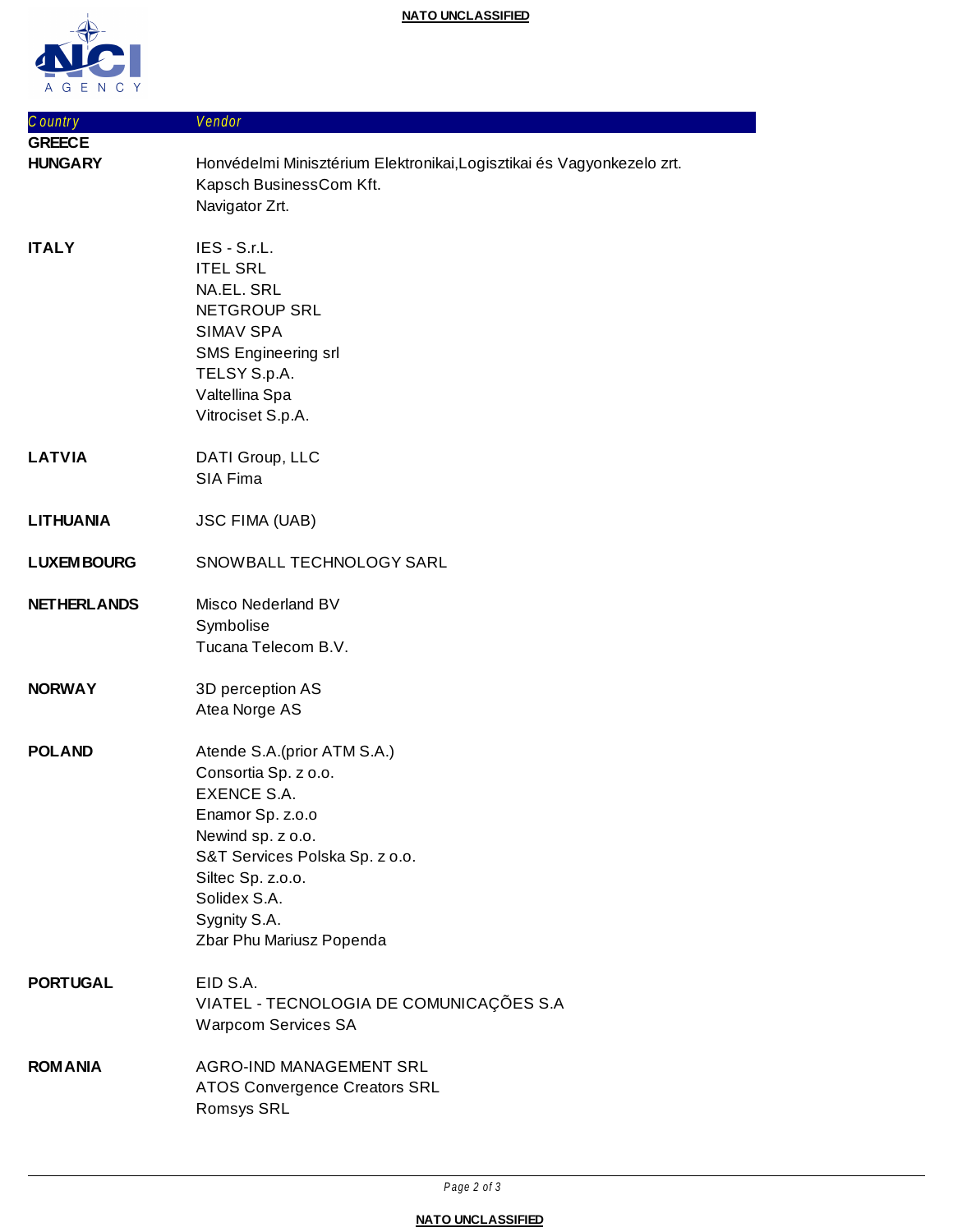| Country | Vendor |
| --- | --- |
| **GREECE** | |
| **HUNGARY** | Honvédelmi Minisztérium Elektronikai,Logisztikai és Vagyonkezelo zrt. |
| | Kapsch BusinessCom Kft. |
| | Navigator Zrt. |
| **ITALY** | IES - S.r.L. |
| | ITEL SRL |
| | NA.EL. SRL |
| | NETGROUP SRL |
| | SIMAV SPA |
| | SMS Engineering srl |
| | TELSY S.p.A. |
| | Valtellina Spa |
| | Vitrociset S.p.A. |
| **LATVIA** | DATI Group, LLC |
| | SIA Fima |
| **LITHUANIA** | JSC FIMA (UAB) |
| **LUXEMBOURG** | SNOWBALL TECHNOLOGY SARL |
| **NETHERLANDS** | Misco Nederland BV |
| | Symbolise |
| | Tucana Telecom B.V. |
| **NORWAY** | 3D perception AS |
| | Atea Norge AS |
| **POLAND** | Atende S.A.(prior ATM S.A.) |
| | Consortia Sp. z o.o. |
| | EXENCE S.A. |
| | Enamor Sp. z.o.o |
| | Newind sp. z o.o. |
| | S&T Services Polska Sp. z o.o. |
| | Siltec Sp. z.o.o. |
| | Solidex S.A. |
| | Sygnity S.A. |
| | Zbar Phu Mariusz Popenda |
| **PORTUGAL** | EID S.A. |
| | VIATEL - TECNOLOGIA DE COMUNICAÇÕES S.A |
| | Warpcom Services SA |
| **ROMANIA** | AGRO-IND MANAGEMENT SRL |
| | ATOS Convergence Creators SRL |
| | Romsys SRL |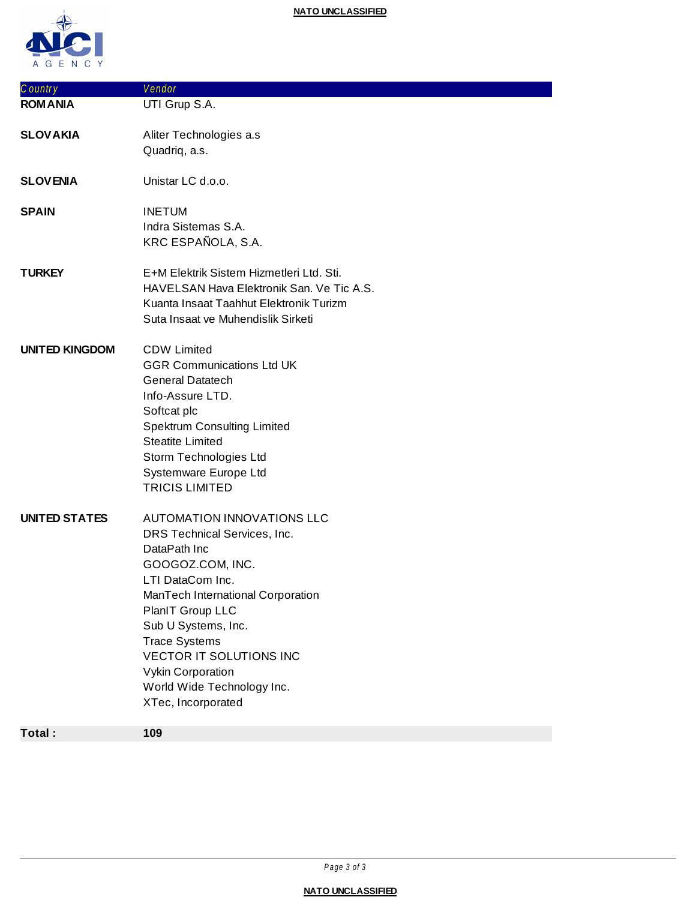| Country | Vendor |
|---|---|
| **ROMANIA** | UTI Grup S.A. |
| **SLOVAKIA** | Aliter Technologies a.s |
| | Quadriq, a.s. |
| **SLOVENIA** | Unistar LC d.o.o. |
| **SPAIN** | INETUM |
| | Indra Sistemas S.A. |
| | KRC ESPAÑOLA, S.A. |
| **TURKEY** | E+M Elektrik Sistem Hizmetleri Ltd. Sti. |
| | HAVELSAN Hava Elektronik San. Ve Tic A.S. |
| | Kuanta Insaat Taahhut Elektronik Turizm |
| | Suta Insaat ve Muhendislik Sirketi |
| **UNITED KINGDOM** | CDW Limited |
| | GGR Communications Ltd UK |
| | General Datatech |
| | Info-Assure LTD. |
| | Softcat plc |
| | Spektrum Consulting Limited |
| | Steatite Limited |
| | Storm Technologies Ltd |
| | Systemware Europe Ltd |
| | TRICIS LIMITED |
| **UNITED STATES** | AUTOMATION INNOVATIONS LLC |
| | DRS Technical Services, Inc. |
| | DataPath Inc |
| | GOOGOZ.COM, INC. |
| | LTI DataCom Inc. |
| | ManTech International Corporation |
| | PlanIT Group LLC |
| | Sub U Systems, Inc. |
| | Trace Systems |
| | VECTOR IT SOLUTIONS INC |
| | Vykin Corporation |
| | World Wide Technology Inc. |
| | XTec, Incorporated |
| **Total :** | **109** |